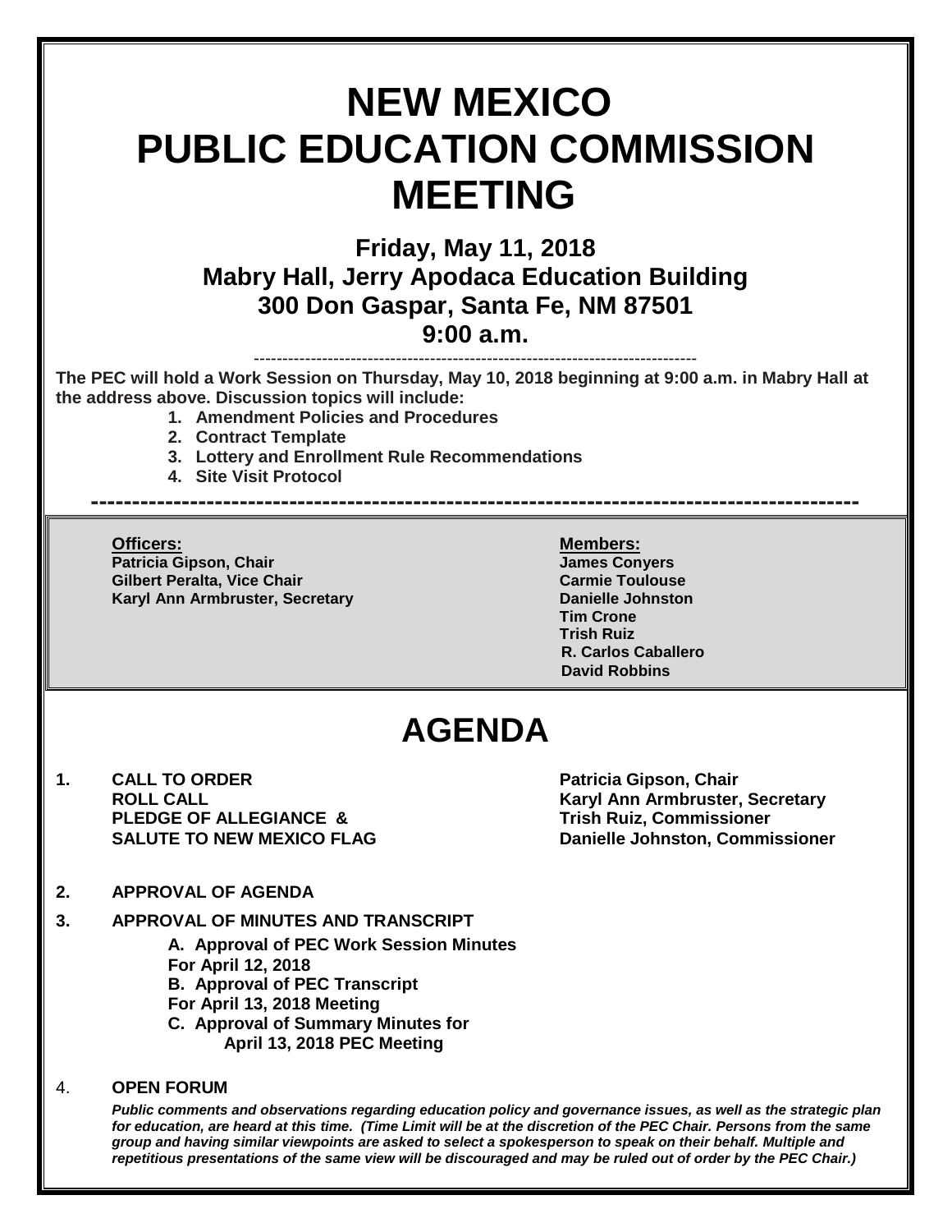# NEW MEXICO PUBLIC EDUCATION COMMISSION MEETING

## Friday, May 11, 2018
## Mabry Hall, Jerry Apodaca Education Building
## 300 Don Gaspar, Santa Fe, NM 87501
## 9:00 a.m.

---

**The PEC will hold a Work Session on Thursday, May 10, 2018 beginning at 9:00 a.m. in Mabry Hall at the address above. Discussion topics will include:**

1. **Amendment Policies and Procedures**
2. **Contract Template**
3. **Lottery and Enrollment Rule Recommendations**
4. **Site Visit Protocol**

---

| **Officers:** | **Members:** |
|---|---|
| **Patricia Gipson, Chair** | **James Conyers** |
| **Gilbert Peralta, Vice Chair** | **Carmie Toulouse** |
| **Karyl Ann Armbruster, Secretary** | **Danielle Johnston** |
| | **Tim Crone** |
| | **Trish Ruiz** |
| | **R. Carlos Caballero** |
| | **David Robbins** |

# AGENDA

1. **CALL TO ORDER** — **Patricia Gipson, Chair**
   **ROLL CALL** — **Karyl Ann Armbruster, Secretary**
   **PLEDGE OF ALLEGIANCE & SALUTE TO NEW MEXICO FLAG** — **Trish Ruiz, Commissioner; Danielle Johnston, Commissioner**

2. **APPROVAL OF AGENDA**

3. **APPROVAL OF MINUTES AND TRANSCRIPT**
   - **A. Approval of PEC Work Session Minutes For April 12, 2018**
   - **B. Approval of PEC Transcript For April 13, 2018 Meeting**
   - **C. Approval of Summary Minutes for April 13, 2018 PEC Meeting**

4. **OPEN FORUM**

   ***Public comments and observations regarding education policy and governance issues, as well as the strategic plan for education, are heard at this time. (Time Limit will be at the discretion of the PEC Chair. Persons from the same group and having similar viewpoints are asked to select a spokesperson to speak on their behalf. Multiple and repetitious presentations of the same view will be discouraged and may be ruled out of order by the PEC Chair.)***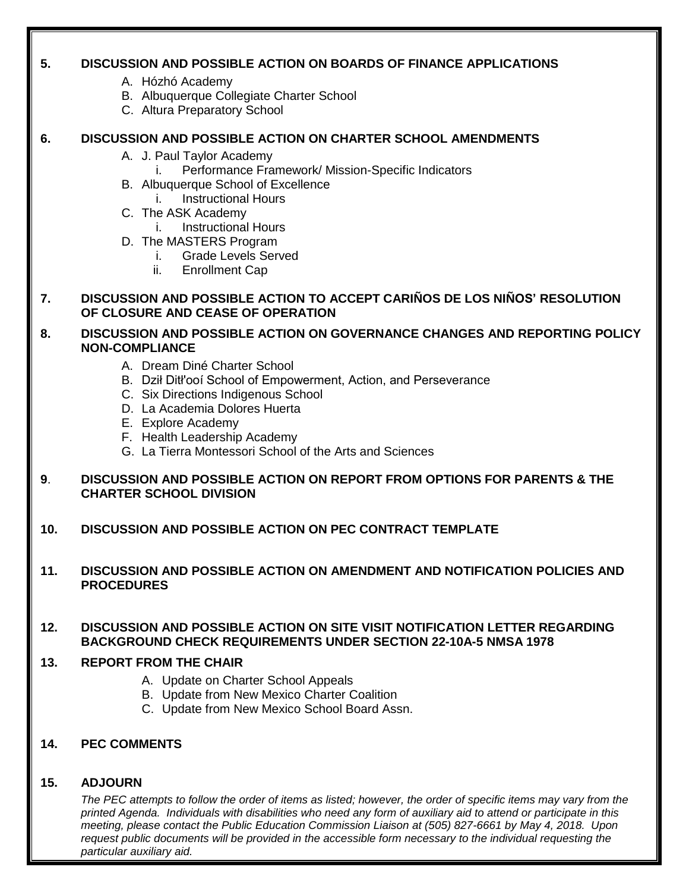**5. DISCUSSION AND POSSIBLE ACTION ON BOARDS OF FINANCE APPLICATIONS**

A. Hózhó Academy
B. Albuquerque Collegiate Charter School
C. Altura Preparatory School

**6. DISCUSSION AND POSSIBLE ACTION ON CHARTER SCHOOL AMENDMENTS**

A. J. Paul Taylor Academy
   i. Performance Framework/ Mission-Specific Indicators
B. Albuquerque School of Excellence
   i. Instructional Hours
C. The ASK Academy
   i. Instructional Hours
D. The MASTERS Program
   i. Grade Levels Served
   ii. Enrollment Cap

**7. DISCUSSION AND POSSIBLE ACTION TO ACCEPT CARIÑOS DE LOS NIÑOS' RESOLUTION OF CLOSURE AND CEASE OF OPERATION**

**8. DISCUSSION AND POSSIBLE ACTION ON GOVERNANCE CHANGES AND REPORTING POLICY NON-COMPLIANCE**

A. Dream Diné Charter School
B. Dził Ditł'ooí School of Empowerment, Action, and Perseverance
C. Six Directions Indigenous School
D. La Academia Dolores Huerta
E. Explore Academy
F. Health Leadership Academy
G. La Tierra Montessori School of the Arts and Sciences

**9. DISCUSSION AND POSSIBLE ACTION ON REPORT FROM OPTIONS FOR PARENTS & THE CHARTER SCHOOL DIVISION**

**10. DISCUSSION AND POSSIBLE ACTION ON PEC CONTRACT TEMPLATE**

**11. DISCUSSION AND POSSIBLE ACTION ON AMENDMENT AND NOTIFICATION POLICIES AND PROCEDURES**

**12. DISCUSSION AND POSSIBLE ACTION ON SITE VISIT NOTIFICATION LETTER REGARDING BACKGROUND CHECK REQUIREMENTS UNDER SECTION 22-10A-5 NMSA 1978**

**13. REPORT FROM THE CHAIR**

A. Update on Charter School Appeals
B. Update from New Mexico Charter Coalition
C. Update from New Mexico School Board Assn.

**14. PEC COMMENTS**

**15. ADJOURN**

*The PEC attempts to follow the order of items as listed; however, the order of specific items may vary from the printed Agenda. Individuals with disabilities who need any form of auxiliary aid to attend or participate in this meeting, please contact the Public Education Commission Liaison at (505) 827-6661 by May 4, 2018. Upon request public documents will be provided in the accessible form necessary to the individual requesting the particular auxiliary aid.*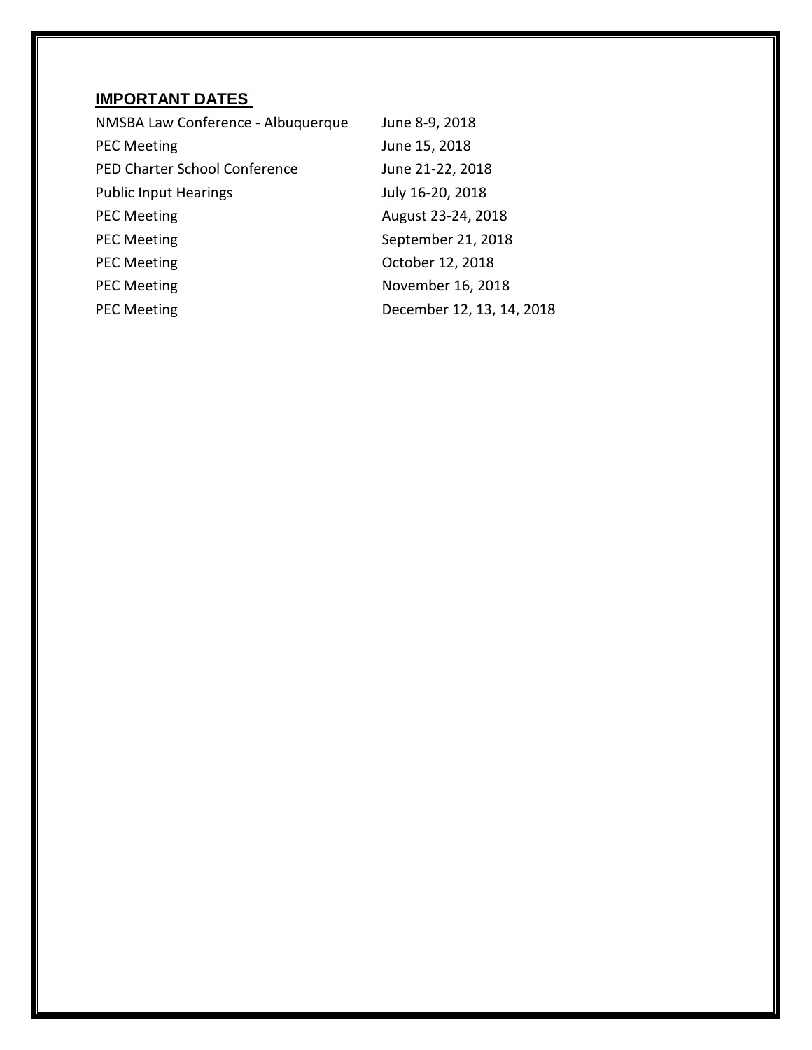## IMPORTANT DATES

| | |
|---|---|
| NMSBA Law Conference - Albuquerque | June 8-9, 2018 |
| PEC Meeting | June 15, 2018 |
| PED Charter School Conference | June 21-22, 2018 |
| Public Input Hearings | July 16-20, 2018 |
| PEC Meeting | August 23-24, 2018 |
| PEC Meeting | September 21, 2018 |
| PEC Meeting | October 12, 2018 |
| PEC Meeting | November 16, 2018 |
| PEC Meeting | December 12, 13, 14, 2018 |